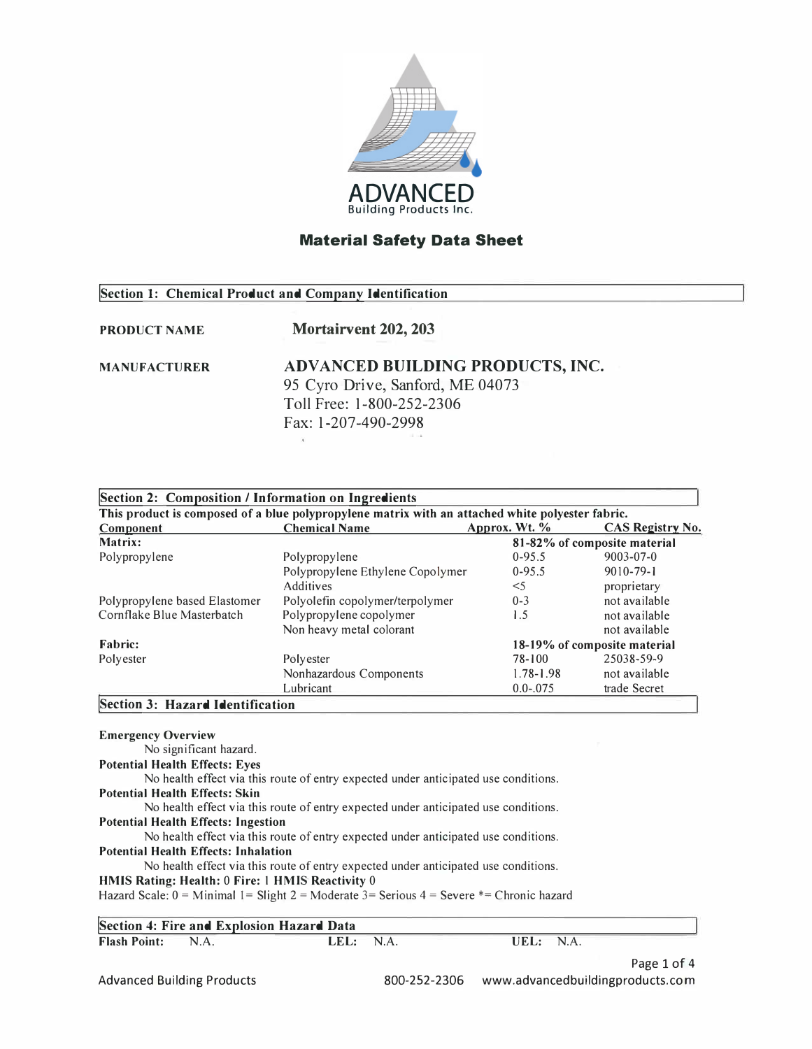ADVANCED
Building Products Inc.

# Material Safety Data Sheet

## Section 1: Chemical Product and Company Identification

**PRODUCT NAME** **Mortairvent 202, 203**

**MANUFACTURER** **ADVANCED BUILDING PRODUCTS, INC.**
95 Cyro Drive, Sanford, ME 04073
Toll Free: 1-800-252-2306
Fax: 1-207-490-2998

## Section 2: Composition / Information on Ingredients

**This product is composed of a blue polypropylene matrix with an attached white polyester fabric.**

| Component | Chemical Name | Approx. Wt. % | CAS Registry No. |
|---|---|---|---|
| **Matrix:** | | **81-82% of composite material** | |
| Polypropylene | Polypropylene | 0-95.5 | 9003-07-0 |
| | Polypropylene Ethylene Copolymer | 0-95.5 | 9010-79-1 |
| | Additives | <5 | proprietary |
| Polypropylene based Elastomer | Polyolefin copolymer/terpolymer | 0-3 | not available |
| Cornflake Blue Masterbatch | Polypropylene copolymer | 1.5 | not available |
| | Non heavy metal colorant | | not available |
| **Fabric:** | | **18-19% of composite material** | |
| Polyester | Polyester | 78-100 | 25038-59-9 |
| | Nonhazardous Components | 1.78-1.98 | not available |
| | Lubricant | 0.0-.075 | trade Secret |

## Section 3: Hazard Identification

**Emergency Overview**
No significant hazard.

**Potential Health Effects: Eyes**
No health effect via this route of entry expected under anticipated use conditions.

**Potential Health Effects: Skin**
No health effect via this route of entry expected under anticipated use conditions.

**Potential Health Effects: Ingestion**
No health effect via this route of entry expected under anticipated use conditions.

**Potential Health Effects: Inhalation**
No health effect via this route of entry expected under anticipated use conditions.

**HMIS Rating: Health:** 0 **Fire:** 1 **HMIS Reactivity** 0

Hazard Scale: 0 = Minimal 1= Slight 2 = Moderate 3= Serious 4 = Severe *= Chronic hazard

## Section 4: Fire and Explosion Hazard Data

**Flash Point:** N.A. **LEL:** N.A. **UEL:** N.A.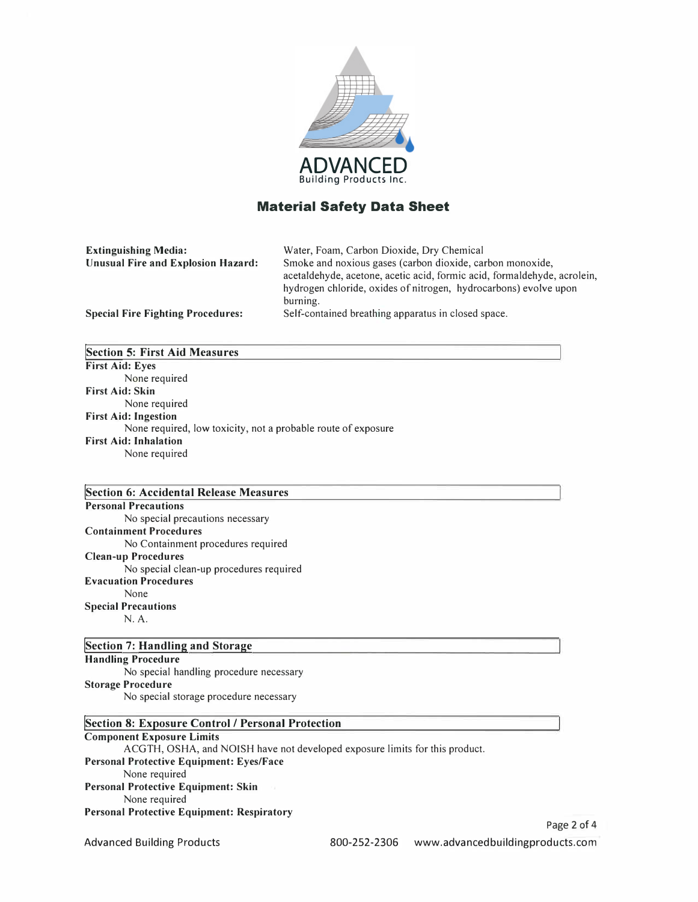ADVANCED
Building Products Inc.

# Material Safety Data Sheet

**Extinguishing Media:** Water, Foam, Carbon Dioxide, Dry Chemical

**Unusual Fire and Explosion Hazard:** Smoke and noxious gases (carbon dioxide, carbon monoxide, acetaldehyde, acetone, acetic acid, formic acid, formaldehyde, acrolein, hydrogen chloride, oxides of nitrogen, hydrocarbons) evolve upon burning.

**Special Fire Fighting Procedures:** Self-contained breathing apparatus in closed space.

## Section 5: First Aid Measures

**First Aid: Eyes**
None required

**First Aid: Skin**
None required

**First Aid: Ingestion**
None required, low toxicity, not a probable route of exposure

**First Aid: Inhalation**
None required

## Section 6: Accidental Release Measures

**Personal Precautions**
No special precautions necessary

**Containment Procedures**
No Containment procedures required

**Clean-up Procedures**
No special clean-up procedures required

**Evacuation Procedures**
None

**Special Precautions**
N. A.

## Section 7: Handling and Storage

**Handling Procedure**
No special handling procedure necessary

**Storage Procedure**
No special storage procedure necessary

## Section 8: Exposure Control / Personal Protection

**Component Exposure Limits**
ACGTH, OSHA, and NOISH have not developed exposure limits for this product.

**Personal Protective Equipment: Eyes/Face**
None required

**Personal Protective Equipment: Skin**
None required

**Personal Protective Equipment: Respiratory**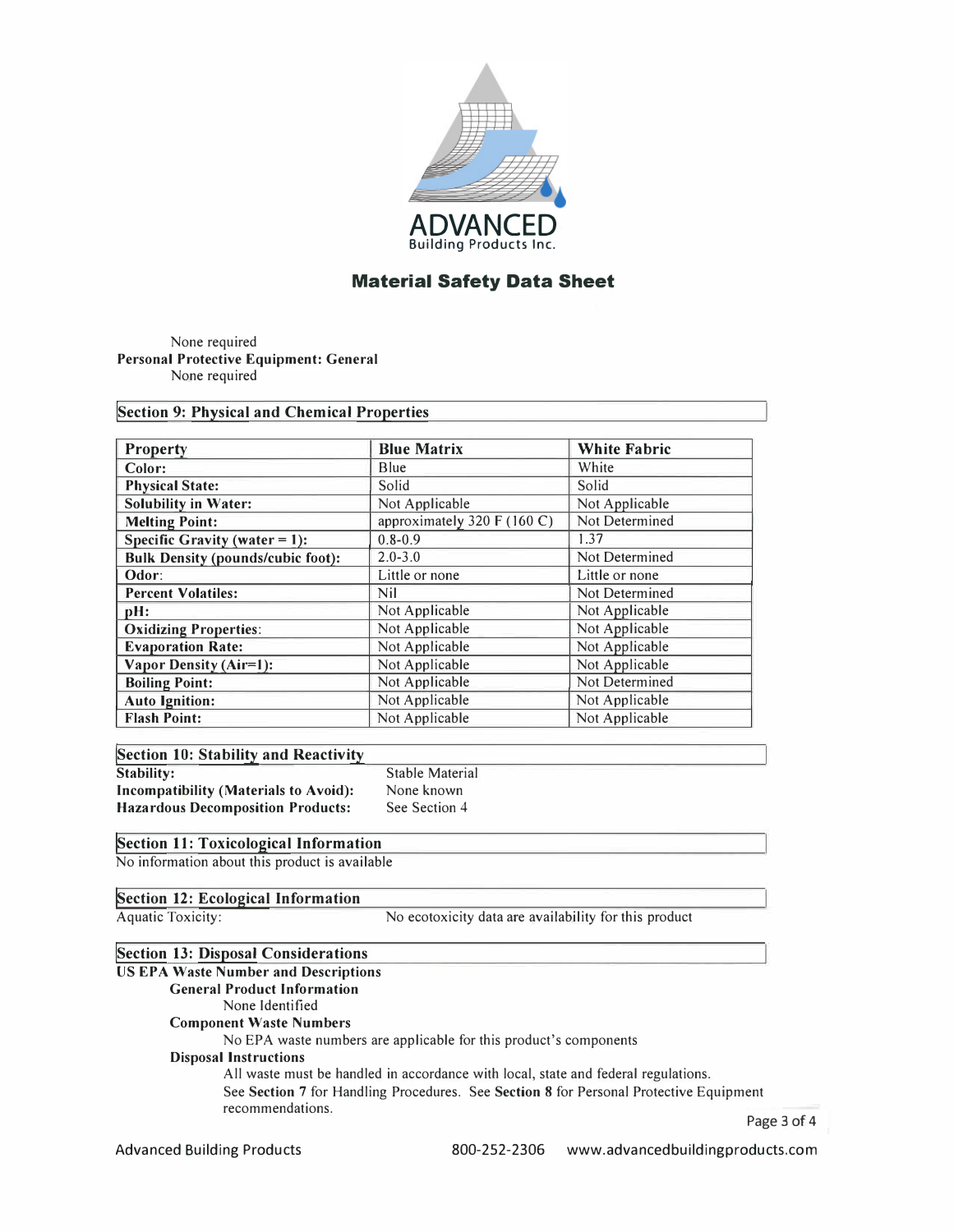# Material Safety Data Sheet

None required

**Personal Protective Equipment: General**

None required

## Section 9: Physical and Chemical Properties

| Property | Blue Matrix | White Fabric |
|---|---|---|
| Color: | Blue | White |
| Physical State: | Solid | Solid |
| Solubility in Water: | Not Applicable | Not Applicable |
| Melting Point: | approximately 320 F (160 C) | Not Determined |
| Specific Gravity (water = 1): | 0.8-0.9 | 1.37 |
| Bulk Density (pounds/cubic foot): | 2.0-3.0 | Not Determined |
| Odor: | Little or none | Little or none |
| Percent Volatiles: | Nil | Not Determined |
| pH: | Not Applicable | Not Applicable |
| Oxidizing Properties: | Not Applicable | Not Applicable |
| Evaporation Rate: | Not Applicable | Not Applicable |
| Vapor Density (Air=1): | Not Applicable | Not Applicable |
| Boiling Point: | Not Applicable | Not Determined |
| Auto Ignition: | Not Applicable | Not Applicable |
| Flash Point: | Not Applicable | Not Applicable |

## Section 10: Stability and Reactivity

**Stability:** Stable Material

**Incompatibility (Materials to Avoid):** None known

**Hazardous Decomposition Products:** See Section 4

## Section 11: Toxicological Information

No information about this product is available

## Section 12: Ecological Information

Aquatic Toxicity: No ecotoxicity data are availability for this product

## Section 13: Disposal Considerations

**US EPA Waste Number and Descriptions**

**General Product Information**

None Identified

**Component Waste Numbers**

No EPA waste numbers are applicable for this product's components

**Disposal Instructions**

All waste must be handled in accordance with local, state and federal regulations. See **Section 7** for Handling Procedures. See **Section 8** for Personal Protective Equipment recommendations.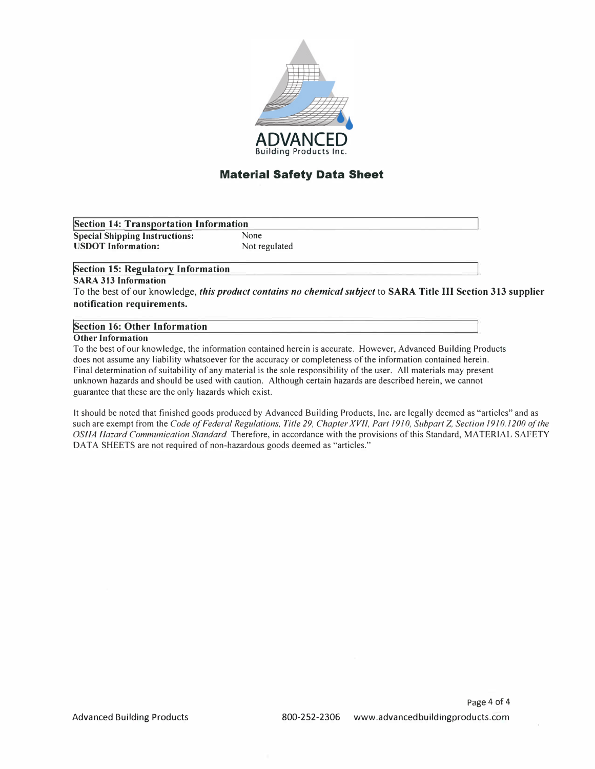# Material Safety Data Sheet

## Section 14: Transportation Information

**Special Shipping Instructions:** None
**USDOT Information:** Not regulated

## Section 15: Regulatory Information

**SARA 313 Information**

To the best of our knowledge, ***this product contains no chemical subject*** to **SARA Title III Section 313 supplier notification requirements.**

## Section 16: Other Information

**Other Information**

To the best of our knowledge, the information contained herein is accurate. However, Advanced Building Products does not assume any liability whatsoever for the accuracy or completeness of the information contained herein. Final determination of suitability of any material is the sole responsibility of the user. All materials may present unknown hazards and should be used with caution. Although certain hazards are described herein, we cannot guarantee that these are the only hazards which exist.

It should be noted that finished goods produced by Advanced Building Products, Inc. are legally deemed as "articles" and as such are exempt from the *Code of Federal Regulations, Title 29, Chapter XVII, Part 1910, Subpart Z, Section 1910.1200 of the OSHA Hazard Communication Standard.* Therefore, in accordance with the provisions of this Standard, MATERIAL SAFETY DATA SHEETS are not required of non-hazardous goods deemed as "articles."